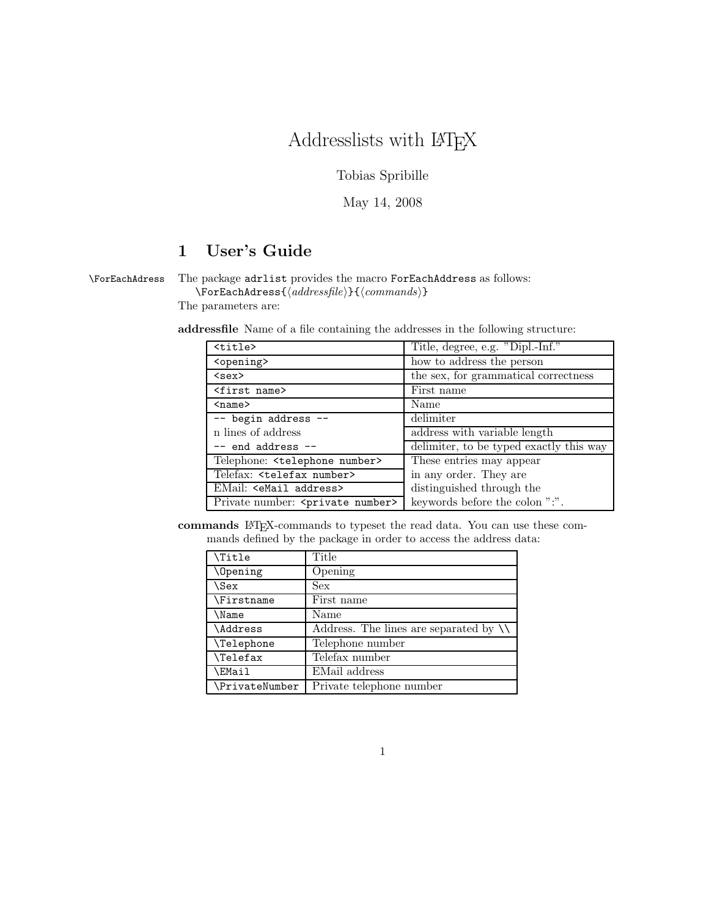# Addresslists with LaTeX

Tobias Spribille

May 14, 2008

## 1 User's Guide

\ForEachAdress The package `adrlist` provides the macro `ForEachAddress` as follows:

`\ForEachAdress{⟨addressfile⟩}{⟨commands⟩}`

The parameters are:

**addressfile** Name of a file containing the addresses in the following structure:

| | |
|---|---|
| `<title>` | Title, degree, e.g. "Dipl.-Inf." |
| `<opening>` | how to address the person |
| `<sex>` | the sex, for grammatical correctness |
| `<first name>` | First name |
| `<name>` | Name |
| `-- begin address --` | delimiter |
| n lines of address | address with variable length |
| `-- end address --` | delimiter, to be typed exactly this way |
| Telephone: `<telephone number>` | These entries may appear in any order. They are distinguished through the keywords before the colon ":". |
| Telefax: `<telefax number>` | |
| EMail: `<eMail address>` | |
| Private number: `<private number>` | |

**commands** LaTeX-commands to typeset the read data. You can use these commands defined by the package in order to access the address data:

| | |
|---|---|
| `\Title` | Title |
| `\Opening` | Opening |
| `\Sex` | Sex |
| `\Firstname` | First name |
| `\Name` | Name |
| `\Address` | Address. The lines are separated by `\\` |
| `\Telephone` | Telephone number |
| `\Telefax` | Telefax number |
| `\EMail` | EMail address |
| `\PrivateNumber` | Private telephone number |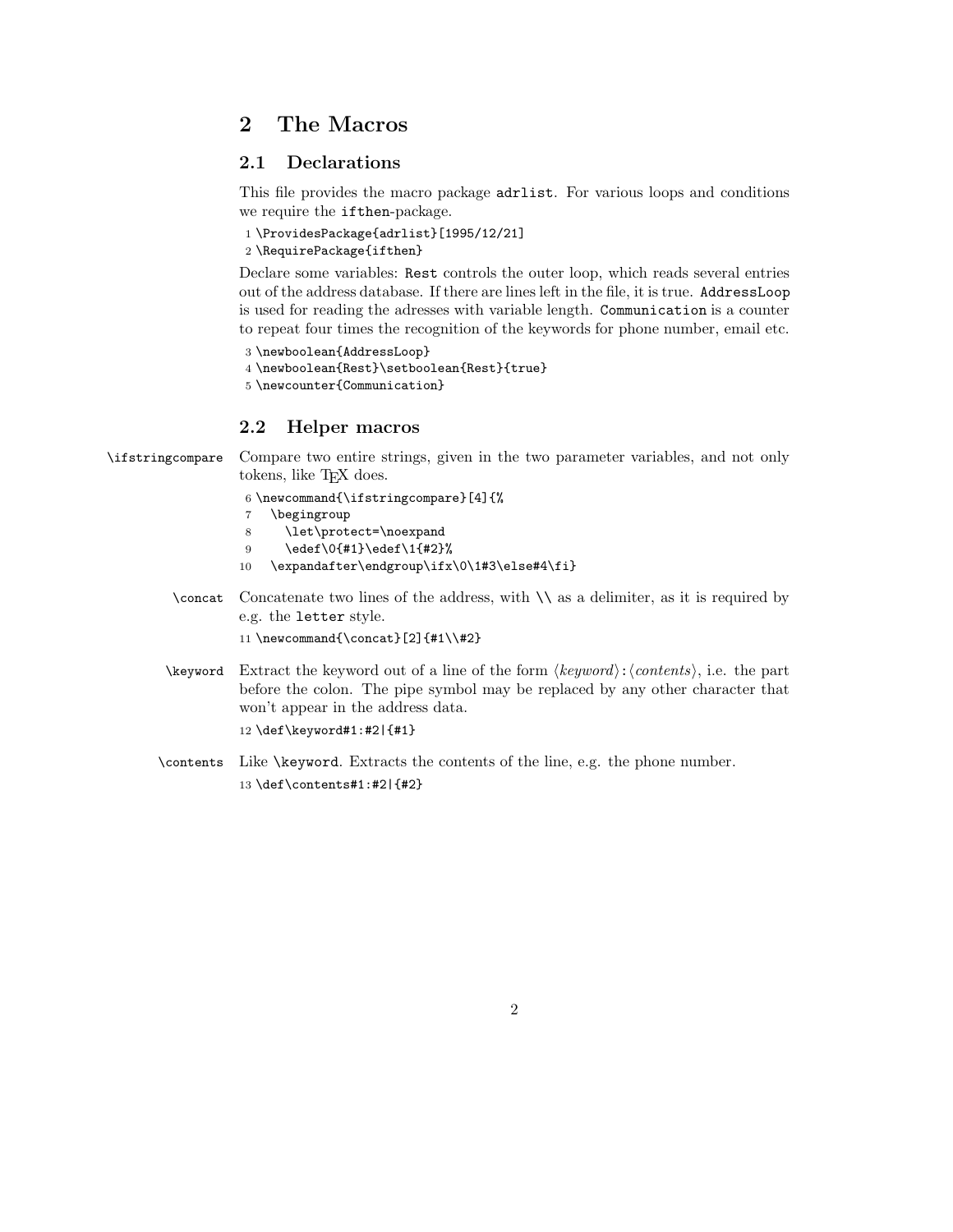# 2 The Macros

## 2.1 Declarations

This file provides the macro package `adrlist`. For various loops and conditions we require the `ifthen`-package.

```
1 \ProvidesPackage{adrlist}[1995/12/21]
2 \RequirePackage{ifthen}
```

Declare some variables: `Rest` controls the outer loop, which reads several entries out of the address database. If there are lines left in the file, it is true. `AddressLoop` is used for reading the adresses with variable length. `Communication` is a counter to repeat four times the recognition of the keywords for phone number, email etc.

```
3 \newboolean{AddressLoop}
4 \newboolean{Rest}\setboolean{Rest}{true}
5 \newcounter{Communication}
```

## 2.2 Helper macros

`\ifstringcompare` Compare two entire strings, given in the two parameter variables, and not only tokens, like TeX does.

```
6 \newcommand{\ifstringcompare}[4]{%
7   \begingroup
8     \let\protect=\noexpand
9     \edef\0{#1}\edef\1{#2}%
10  \expandafter\endgroup\ifx\0\1#3\else#4\fi}
```

`\concat` Concatenate two lines of the address, with `\\` as a delimiter, as it is required by e.g. the `letter` style.

```
11 \newcommand{\concat}[2]{#1\\#2}
```

`\keyword` Extract the keyword out of a line of the form ⟨*keyword*⟩`:`⟨*contents*⟩, i.e. the part before the colon. The pipe symbol may be replaced by any other character that won't appear in the address data.

```
12 \def\keyword#1:#2|{#1}
```

`\contents` Like `\keyword`. Extracts the contents of the line, e.g. the phone number.

```
13 \def\contents#1:#2|{#2}
```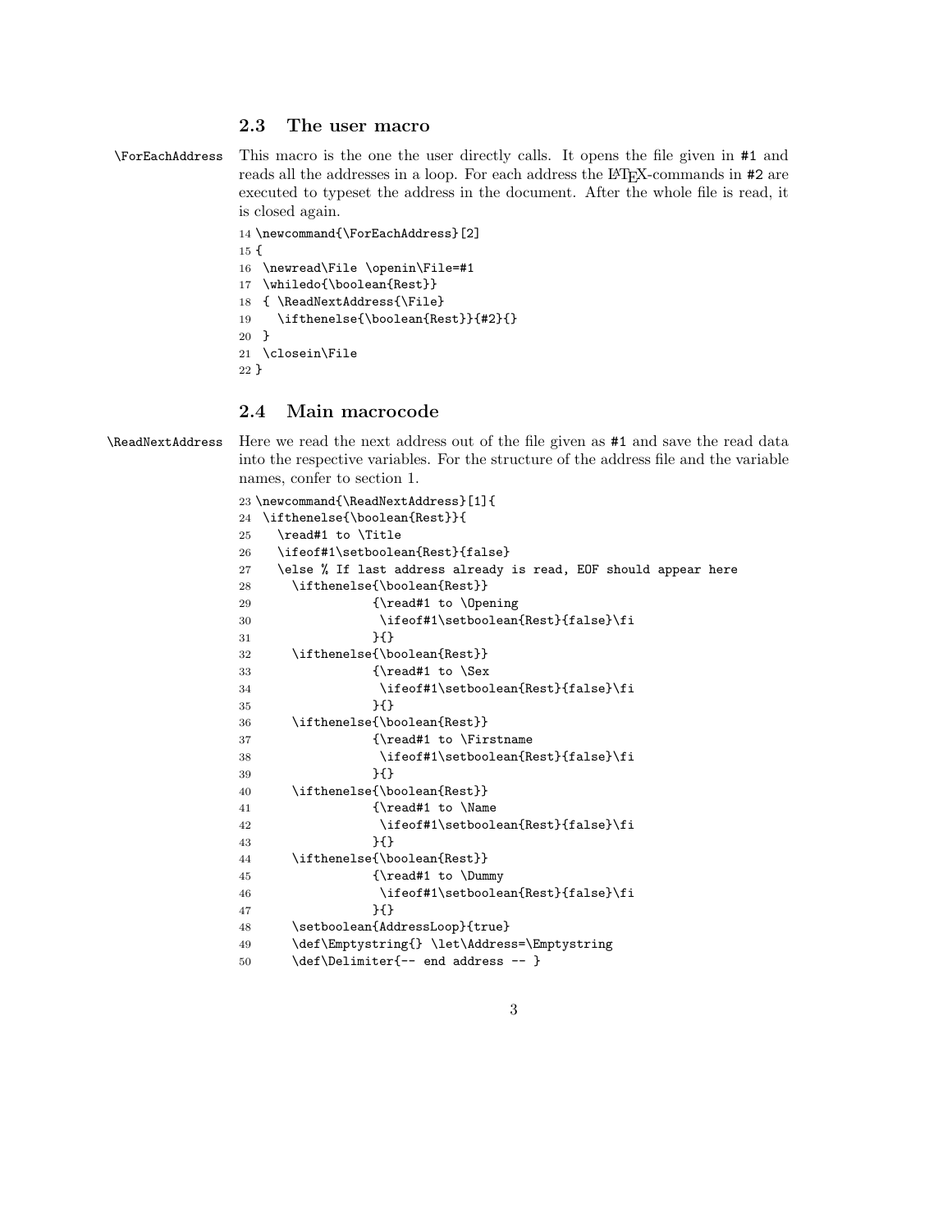### 2.3 The user macro

\ForEachAddress This macro is the one the user directly calls. It opens the file given in #1 and reads all the addresses in a loop. For each address the LaTeX-commands in #2 are executed to typeset the address in the document. After the whole file is read, it is closed again.

```
14 \newcommand{\ForEachAddress}[2]
15 {
16  \newread\File \openin\File=#1
17  \whiledo{\boolean{Rest}}
18  { \ReadNextAddress{\File}
19    \ifthenelse{\boolean{Rest}}{#2}{}
20  }
21  \closein\File
22 }
```

### 2.4 Main macrocode

\ReadNextAddress Here we read the next address out of the file given as #1 and save the read data into the respective variables. For the structure of the address file and the variable names, confer to section 1.

```
23 \newcommand{\ReadNextAddress}[1]{
24  \ifthenelse{\boolean{Rest}}{
25    \read#1 to \Title
26    \ifeof#1\setboolean{Rest}{false}
27    \else % If last address already is read, EOF should appear here
28      \ifthenelse{\boolean{Rest}}
29                {\read#1 to \Opening
30                 \ifeof#1\setboolean{Rest}{false}\fi
31                }{}
32      \ifthenelse{\boolean{Rest}}
33                {\read#1 to \Sex
34                 \ifeof#1\setboolean{Rest}{false}\fi
35                }{}
36      \ifthenelse{\boolean{Rest}}
37                {\read#1 to \Firstname
38                 \ifeof#1\setboolean{Rest}{false}\fi
39                }{}
40      \ifthenelse{\boolean{Rest}}
41                {\read#1 to \Name
42                 \ifeof#1\setboolean{Rest}{false}\fi
43                }{}
44      \ifthenelse{\boolean{Rest}}
45                {\read#1 to \Dummy
46                 \ifeof#1\setboolean{Rest}{false}\fi
47                }{}
48      \setboolean{AddressLoop}{true}
49      \def\Emptystring{} \let\Address=\Emptystring
50      \def\Delimiter{-- end address -- }
```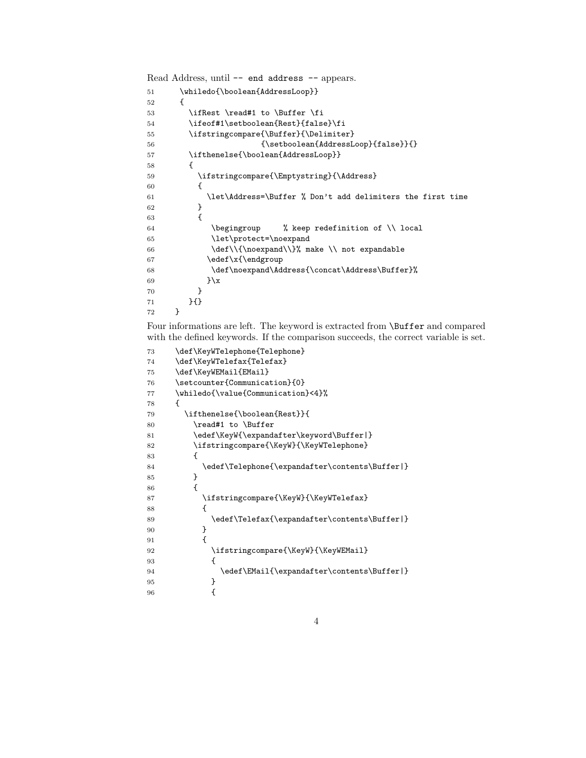Read Address, until `-- end address --` appears.

```
51      \whiledo{\boolean{AddressLoop}}
52      {
53        \ifRest \read#1 to \Buffer \fi
54        \ifeof#1\setboolean{Rest}{false}\fi
55        \ifstringcompare{\Buffer}{\Delimiter}
56                        {\setboolean{AddressLoop}{false}}{}
57        \ifthenelse{\boolean{AddressLoop}}
58        {
59          \ifstringcompare{\Emptystring}{\Address}
60          {
61            \let\Address=\Buffer % Don't add delimiters the first time
62          }
63          {
64             \begingroup     % keep redefinition of \\ local
65             \let\protect=\noexpand
66             \def\\{\noexpand\\}% make \\ not expandable
67            \edef\x{\endgroup
68             \def\noexpand\Address{\concat\Address\Buffer}%
69            }\x
70          }
71        }{}
72      }
```

Four informations are left. The keyword is extracted from `\Buffer` and compared with the defined keywords. If the comparison succeeds, the correct variable is set.

```
73      \def\KeyWTelephone{Telephone}
74      \def\KeyWTelefax{Telefax}
75      \def\KeyWEMail{EMail}
76      \setcounter{Communication}{0}
77      \whiledo{\value{Communication}<4}%
78      {
79        \ifthenelse{\boolean{Rest}}{
80          \read#1 to \Buffer
81          \edef\KeyW{\expandafter\keyword\Buffer|}
82          \ifstringcompare{\KeyW}{\KeyWTelephone}
83          {
84            \edef\Telephone{\expandafter\contents\Buffer|}
85          }
86          {
87            \ifstringcompare{\KeyW}{\KeyWTelefax}
88            {
89              \edef\Telefax{\expandafter\contents\Buffer|}
90            }
91            {
92              \ifstringcompare{\KeyW}{\KeyWEMail}
93              {
94                \edef\EMail{\expandafter\contents\Buffer|}
95              }
96              {
```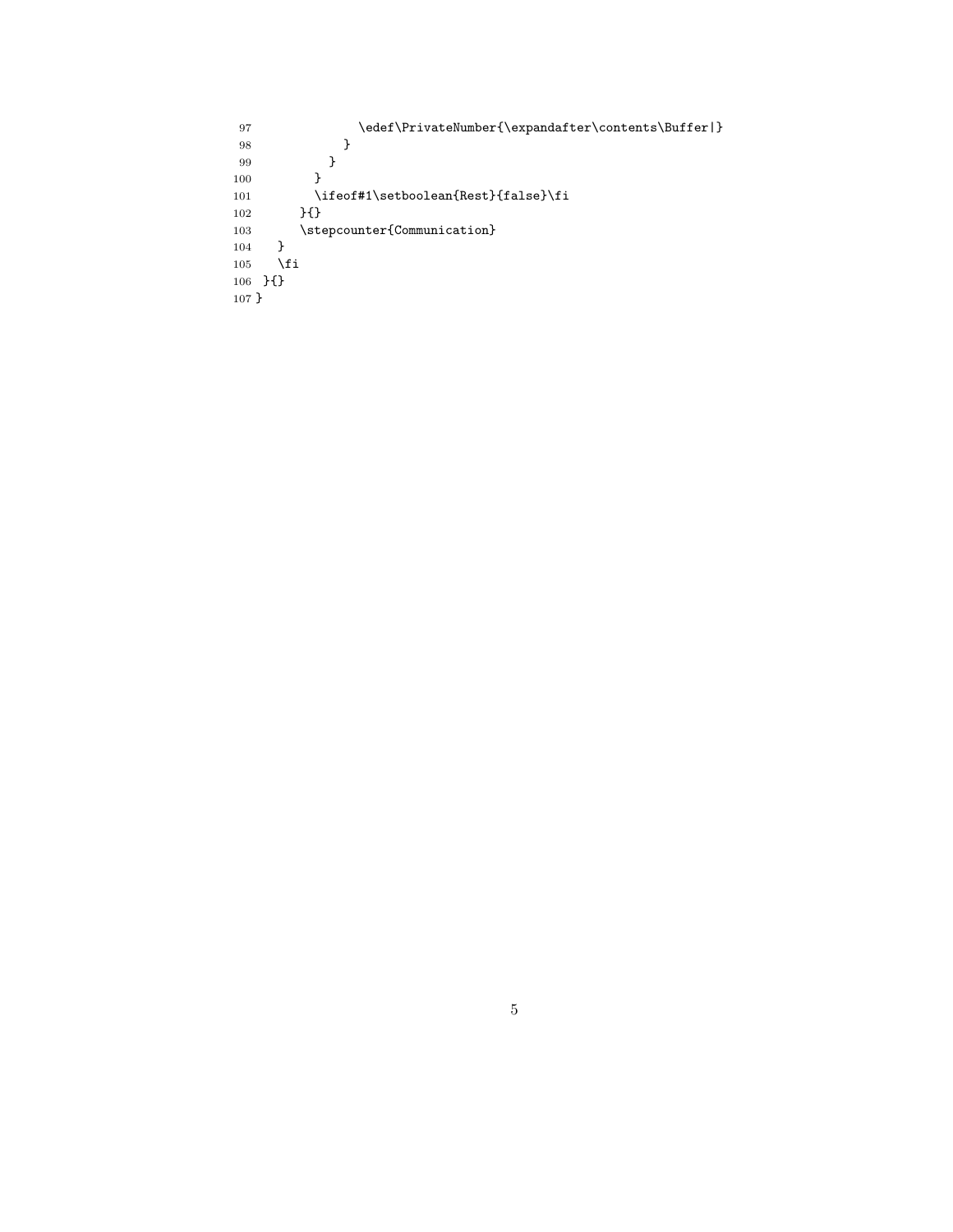```
97              \edef\PrivateNumber{\expandafter\contents\Buffer|}
98            }
99          }
100       }
101       \ifeof#1\setboolean{Rest}{false}\fi
102     }{}
103     \stepcounter{Communication}
104   }
105   \fi
106 }{}
107 }
```